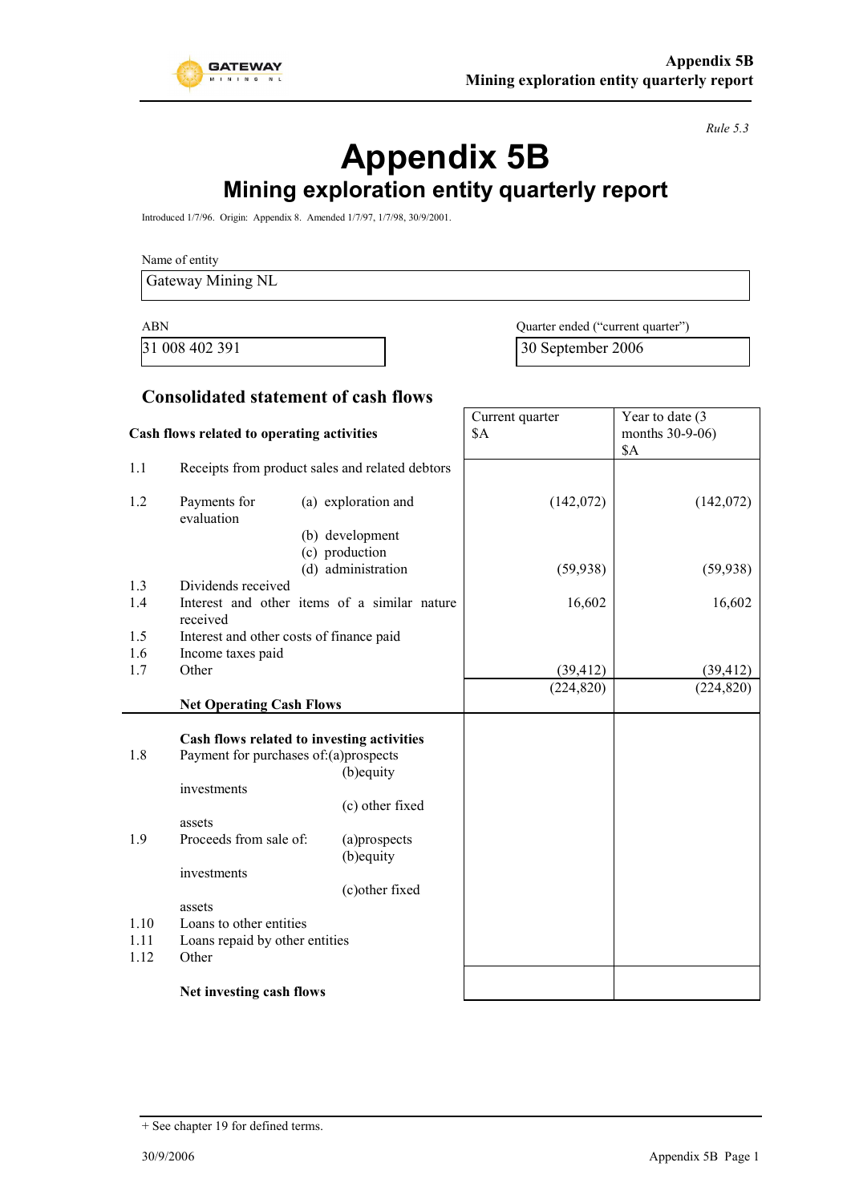*Rule 5.3*

# Appendix 5B

## Mining exploration entity quarterly report

Introduced 1/7/96. Origin: Appendix 8. Amended 1/7/97, 1/7/98, 30/9/2001.

Name of entity

| Gateway Mining NL |
|---|

| ABN | Quarter ended ("current quarter") |
|---|---|
| 31 008 402 391 | 30 September 2006 |

### Consolidated statement of cash flows

| | Cash flows related to operating activities | Current quarter $A | Year to date (3 months 30-9-06) $A |
|---|---|---|---|
| 1.1 | Receipts from product sales and related debtors | | |
| 1.2 | Payments for (a) exploration and evaluation | (142,072) | (142,072) |
| | (b) development | | |
| | (c) production | | |
| | (d) administration | (59,938) | (59,938) |
| 1.3 | Dividends received | | |
| 1.4 | Interest and other items of a similar nature received | 16,602 | 16,602 |
| 1.5 | Interest and other costs of finance paid | | |
| 1.6 | Income taxes paid | | |
| 1.7 | Other | (39,412) | (39,412) |
| | **Net Operating Cash Flows** | (224,820) | (224,820) |
| | **Cash flows related to investing activities** | | |
| 1.8 | Payment for purchases of: (a) prospects | | |
| | (b) equity investments | | |
| | (c) other fixed assets | | |
| 1.9 | Proceeds from sale of: (a) prospects | | |
| | (b) equity investments | | |
| | (c) other fixed assets | | |
| 1.10 | Loans to other entities | | |
| 1.11 | Loans repaid by other entities | | |
| 1.12 | Other | | |
| | **Net investing cash flows** | | |

+ See chapter 19 for defined terms.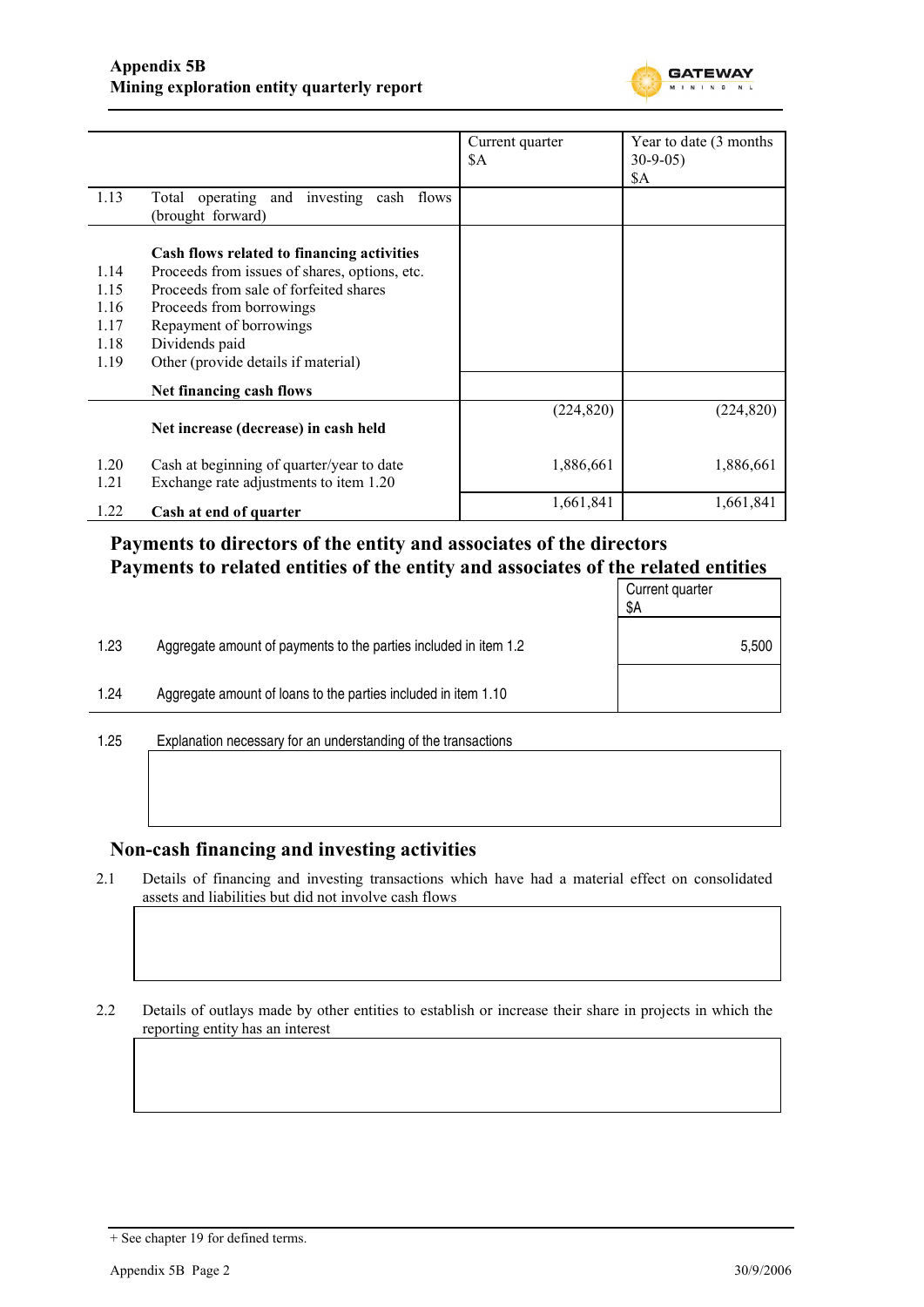| | | Current quarter $A | Year to date (3 months 30-9-05) $A |
|---|---|---|---|
| 1.13 | Total operating and investing cash flows (brought forward) | | |
| | **Cash flows related to financing activities** | | |
| 1.14 | Proceeds from issues of shares, options, etc. | | |
| 1.15 | Proceeds from sale of forfeited shares | | |
| 1.16 | Proceeds from borrowings | | |
| 1.17 | Repayment of borrowings | | |
| 1.18 | Dividends paid | | |
| 1.19 | Other (provide details if material) | | |
| | **Net financing cash flows** | | |
| | **Net increase (decrease) in cash held** | (224,820) | (224,820) |
| 1.20 | Cash at beginning of quarter/year to date | 1,886,661 | 1,886,661 |
| 1.21 | Exchange rate adjustments to item 1.20 | | |
| 1.22 | **Cash at end of quarter** | 1,661,841 | 1,661,841 |

## Payments to directors of the entity and associates of the directors
## Payments to related entities of the entity and associates of the related entities

| | | Current quarter $A |
|---|---|---|
| 1.23 | Aggregate amount of payments to the parties included in item 1.2 | 5,500 |
| 1.24 | Aggregate amount of loans to the parties included in item 1.10 | |

1.25 Explanation necessary for an understanding of the transactions

## Non-cash financing and investing activities

2.1 Details of financing and investing transactions which have had a material effect on consolidated assets and liabilities but did not involve cash flows

2.2 Details of outlays made by other entities to establish or increase their share in projects in which the reporting entity has an interest

+ See chapter 19 for defined terms.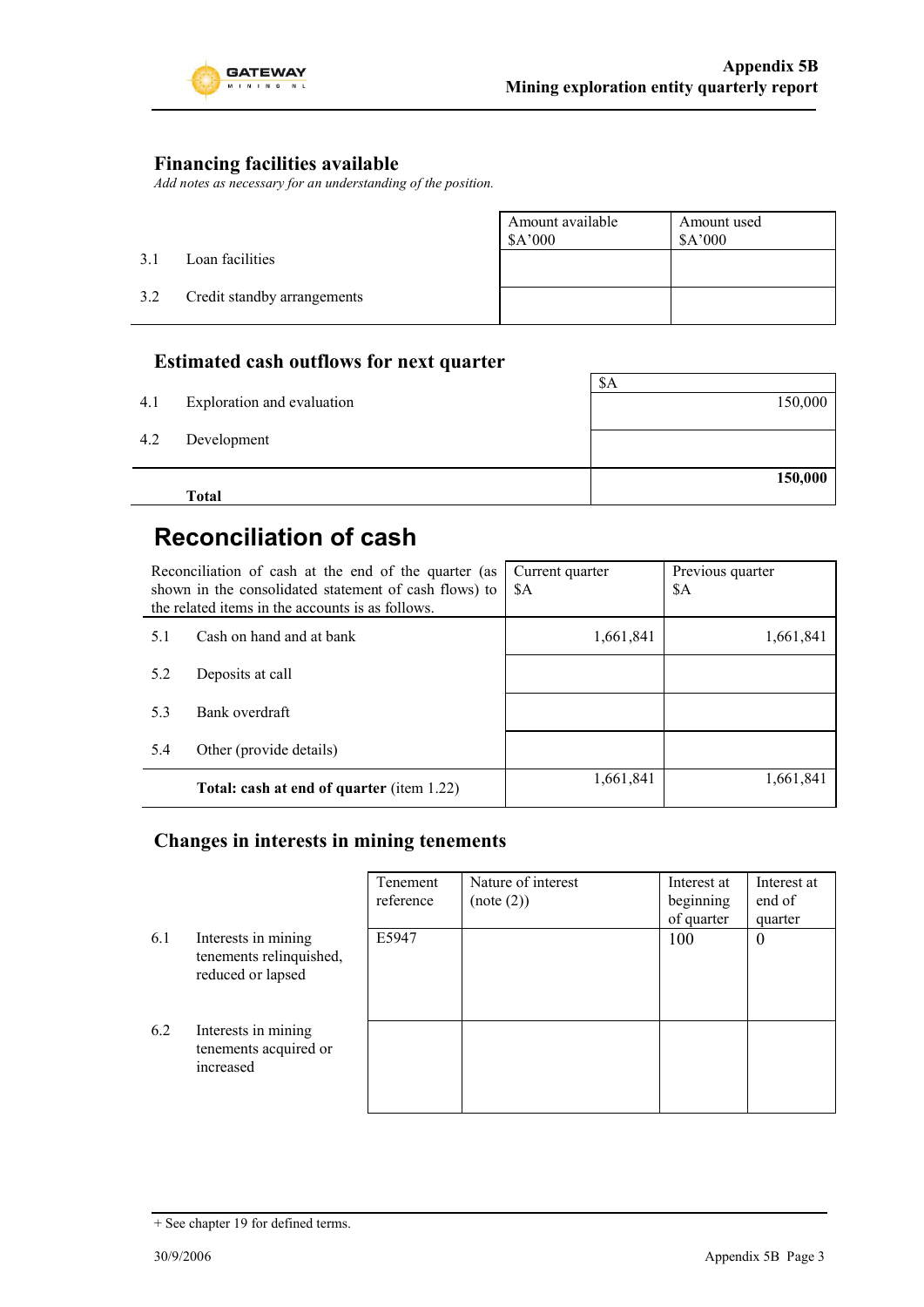## Financing facilities available

*Add notes as necessary for an understanding of the position.*

| | | Amount available $A'000 | Amount used $A'000 |
|---|---|---|---|
| 3.1 | Loan facilities | | |
| 3.2 | Credit standby arrangements | | |

## Estimated cash outflows for next quarter

| | | $A |
|---|---|---|
| 4.1 | Exploration and evaluation | 150,000 |
| 4.2 | Development | |
| | **Total** | **150,000** |

# Reconciliation of cash

| Reconciliation of cash at the end of the quarter (as shown in the consolidated statement of cash flows) to the related items in the accounts is as follows. | | Current quarter $A | Previous quarter $A |
|---|---|---|---|
| 5.1 | Cash on hand and at bank | 1,661,841 | 1,661,841 |
| 5.2 | Deposits at call | | |
| 5.3 | Bank overdraft | | |
| 5.4 | Other (provide details) | | |
| | **Total: cash at end of quarter** (item 1.22) | 1,661,841 | 1,661,841 |

## Changes in interests in mining tenements

| | | Tenement reference | Nature of interest (note (2)) | Interest at beginning of quarter | Interest at end of quarter |
|---|---|---|---|---|---|
| 6.1 | Interests in mining tenements relinquished, reduced or lapsed | E5947 | | 100 | 0 |
| 6.2 | Interests in mining tenements acquired or increased | | | | |

+ See chapter 19 for defined terms.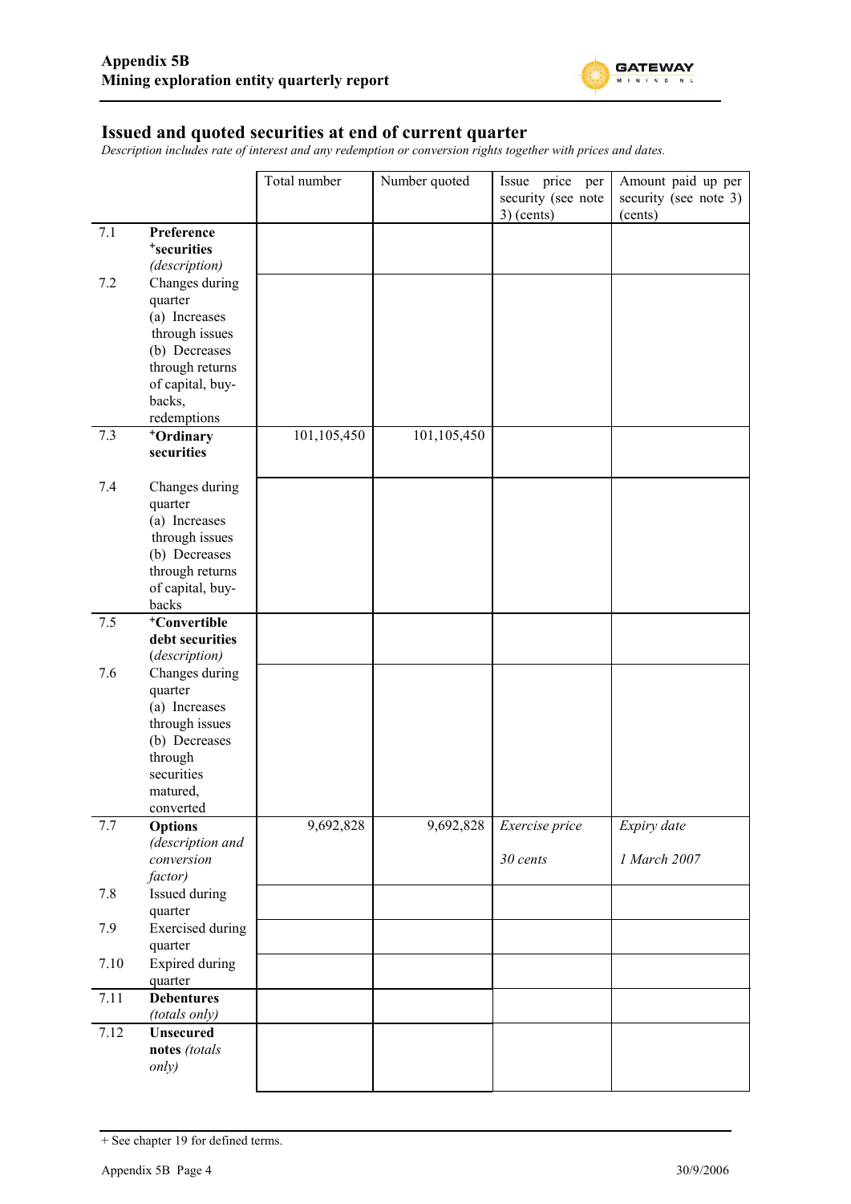## Issued and quoted securities at end of current quarter

*Description includes rate of interest and any redemption or conversion rights together with prices and dates.*

| | | Total number | Number quoted | Issue price per security (see note 3) (cents) | Amount paid up per security (see note 3) (cents) |
|---|---|---|---|---|---|
| 7.1 | **Preference +securities** *(description)* | | | | |
| 7.2 | Changes during quarter (a) Increases through issues (b) Decreases through returns of capital, buy-backs, redemptions | | | | |
| 7.3 | **+Ordinary securities** | 101,105,450 | 101,105,450 | | |
| 7.4 | Changes during quarter (a) Increases through issues (b) Decreases through returns of capital, buy-backs | | | | |
| 7.5 | **+Convertible debt securities** *(description)* | | | | |
| 7.6 | Changes during quarter (a) Increases through issues (b) Decreases through securities matured, converted | | | | |
| 7.7 | **Options** *(description and conversion factor)* | 9,692,828 | 9,692,828 | *Exercise price*<br>*30 cents* | *Expiry date*<br>*1 March 2007* |
| 7.8 | Issued during quarter | | | | |
| 7.9 | Exercised during quarter | | | | |
| 7.10 | Expired during quarter | | | | |
| 7.11 | **Debentures** *(totals only)* | | | | |
| 7.12 | **Unsecured notes** *(totals only)* | | | | |

+ See chapter 19 for defined terms.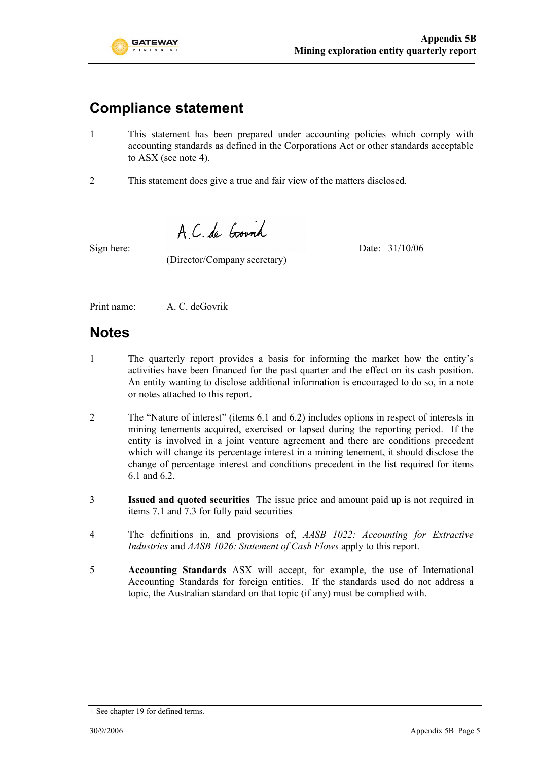## Compliance statement

1 This statement has been prepared under accounting policies which comply with accounting standards as defined in the Corporations Act or other standards acceptable to ASX (see note 4).

2 This statement does give a true and fair view of the matters disclosed.

Sign here: A.C. de Govrik (Director/Company secretary) Date: 31/10/06

Print name: A. C. deGovrik

## Notes

1 The quarterly report provides a basis for informing the market how the entity's activities have been financed for the past quarter and the effect on its cash position. An entity wanting to disclose additional information is encouraged to do so, in a note or notes attached to this report.

2 The "Nature of interest" (items 6.1 and 6.2) includes options in respect of interests in mining tenements acquired, exercised or lapsed during the reporting period. If the entity is involved in a joint venture agreement and there are conditions precedent which will change its percentage interest in a mining tenement, it should disclose the change of percentage interest and conditions precedent in the list required for items 6.1 and 6.2.

3 **Issued and quoted securities** The issue price and amount paid up is not required in items 7.1 and 7.3 for fully paid securities.

4 The definitions in, and provisions of, *AASB 1022: Accounting for Extractive Industries* and *AASB 1026: Statement of Cash Flows* apply to this report.

5 **Accounting Standards** ASX will accept, for example, the use of International Accounting Standards for foreign entities. If the standards used do not address a topic, the Australian standard on that topic (if any) must be complied with.

+ See chapter 19 for defined terms.